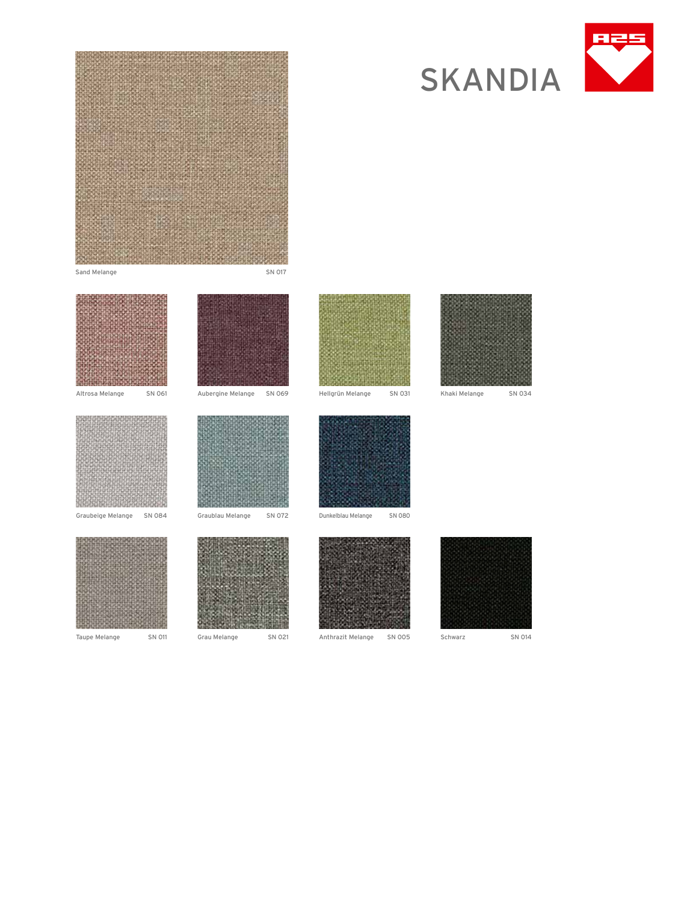# SKANDIA

Sand Melange SN 017

Altrosa Melange SN 061

Aubergine Melange SN 069

Hellgrün Melange SN 031

Khaki Melange SN 034

Graubeige Melange SN 084

Graublau Melange SN 072

Dunkelblau Melange SN 080

Taupe Melange SN 011

Grau Melange SN 021

Anthrazit Melange SN 005

Schwarz SN 014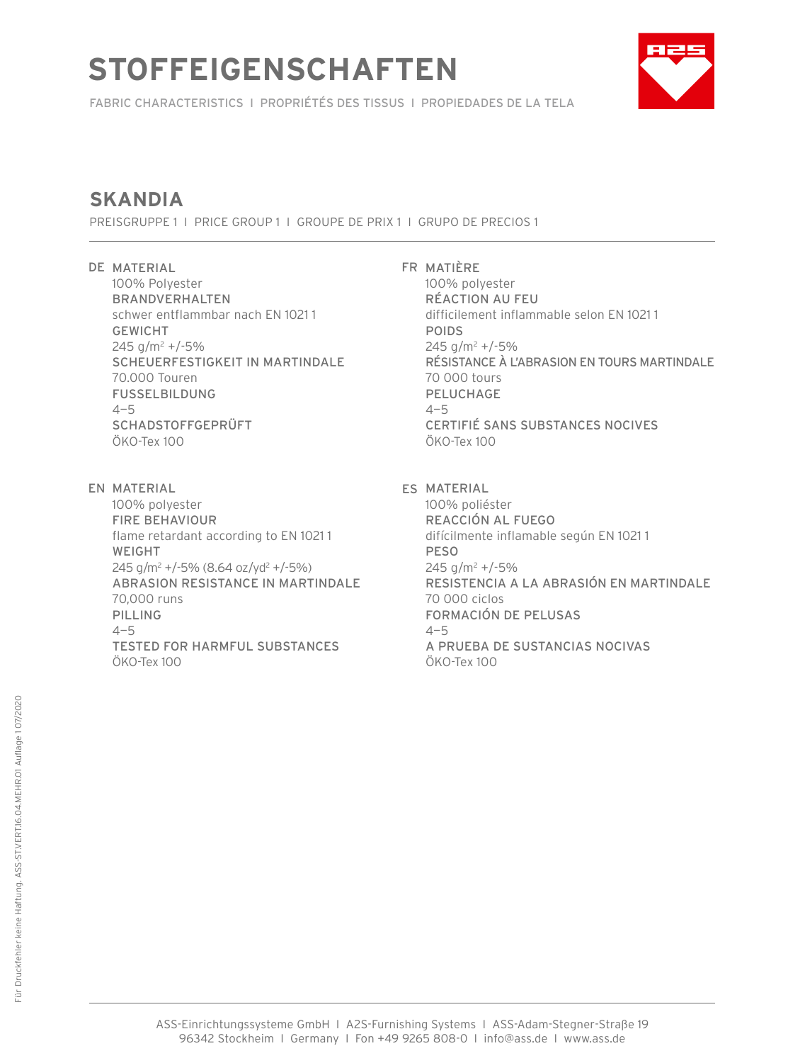# STOFFEIGENSCHAFTEN

FABRIC CHARACTERISTICS I PROPRIÉTÉS DES TISSUS I PROPIEDADES DE LA TELA

## SKANDIA

PREISGRUPPE 1 I PRICE GROUP 1 I GROUPE DE PRIX 1 I GRUPO DE PRECIOS 1

---

**DE**

MATERIAL
100% Polyester
BRANDVERHALTEN
schwer entflammbar nach EN 1021 1
GEWICHT
245 g/m² +/-5%
SCHEUERFESTIGKEIT IN MARTINDALE
70.000 Touren
FUSSELBILDUNG
4–5
SCHADSTOFFGEPRÜFT
ÖKO-Tex 100

**FR**

MATIÈRE
100% polyester
RÉACTION AU FEU
difficilement inflammable selon EN 1021 1
POIDS
245 g/m² +/-5%
RÉSISTANCE À L'ABRASION EN TOURS MARTINDALE
70 000 tours
PELUCHAGE
4–5
CERTIFIÉ SANS SUBSTANCES NOCIVES
ÖKO-Tex 100

**EN**

MATERIAL
100% polyester
FIRE BEHAVIOUR
flame retardant according to EN 1021 1
WEIGHT
245 g/m² +/-5% (8.64 oz/yd² +/-5%)
ABRASION RESISTANCE IN MARTINDALE
70,000 runs
PILLING
4–5
TESTED FOR HARMFUL SUBSTANCES
ÖKO-Tex 100

**ES**

MATERIAL
100% poliéster
REACCIÓN AL FUEGO
difícilmente inflamable según EN 1021 1
PESO
245 g/m² +/-5%
RESISTENCIA A LA ABRASIÓN EN MARTINDALE
70 000 ciclos
FORMACIÓN DE PELUSAS
4–5
A PRUEBA DE SUSTANCIAS NOCIVAS
ÖKO-Tex 100

Für Druckfehler keine Haftung. ASS-ST.VERT.16.04.MEHR.01 Auflage 1 07/2020

ASS-Einrichtungssysteme GmbH I A2S-Furnishing Systems I ASS-Adam-Stegner-Straße 19
96342 Stockheim I Germany I Fon +49 9265 808-0 I info@ass.de I www.ass.de